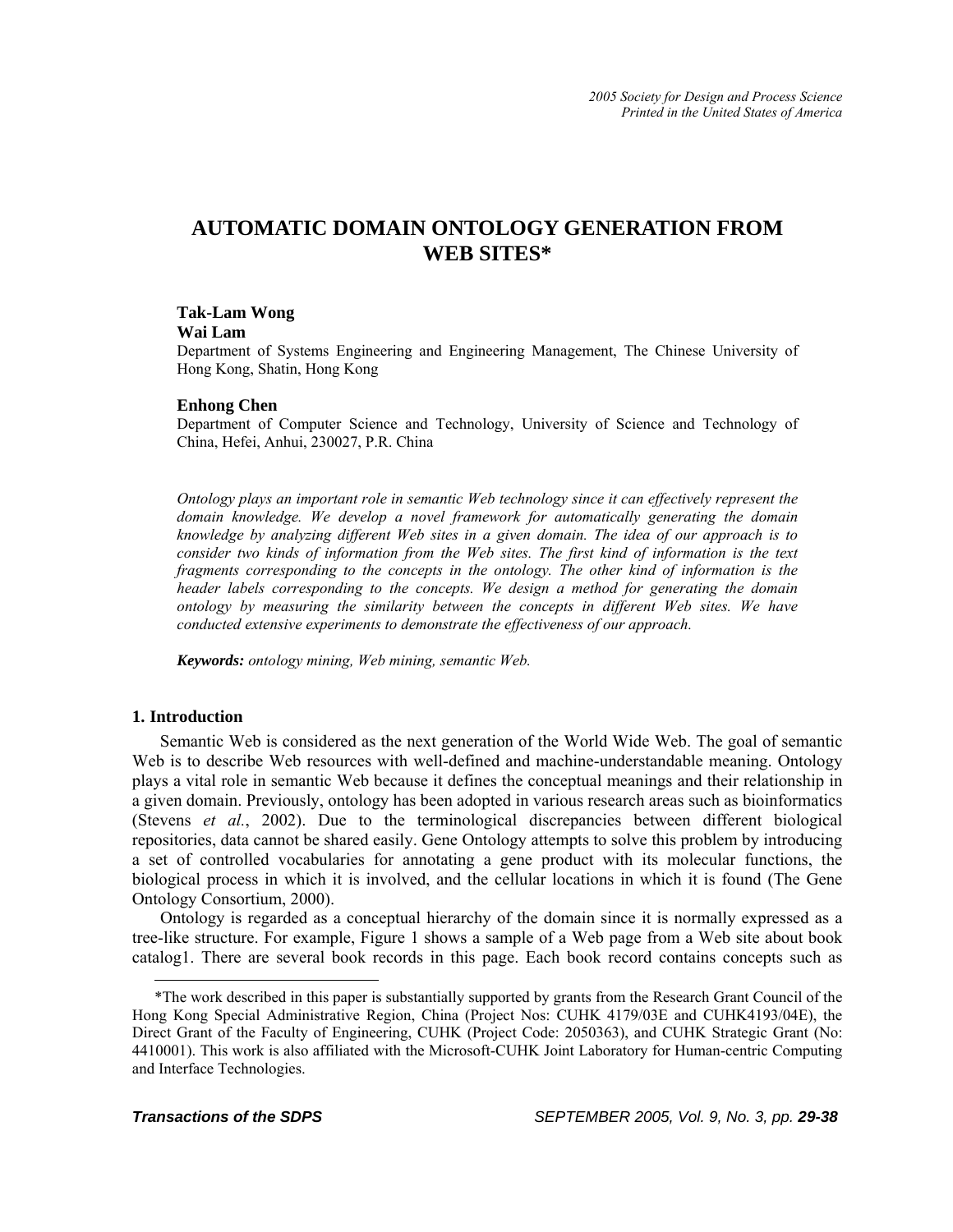# AUTOMATIC DOMAIN ONTOLOGY GENERATION FROM WEB SITES*

**Tak-Lam Wong**
**Wai Lam**
Department of Systems Engineering and Engineering Management, The Chinese University of Hong Kong, Shatin, Hong Kong

**Enhong Chen**
Department of Computer Science and Technology, University of Science and Technology of China, Hefei, Anhui, 230027, P.R. China

*Ontology plays an important role in semantic Web technology since it can effectively represent the domain knowledge. We develop a novel framework for automatically generating the domain knowledge by analyzing different Web sites in a given domain. The idea of our approach is to consider two kinds of information from the Web sites. The first kind of information is the text fragments corresponding to the concepts in the ontology. The other kind of information is the header labels corresponding to the concepts. We design a method for generating the domain ontology by measuring the similarity between the concepts in different Web sites. We have conducted extensive experiments to demonstrate the effectiveness of our approach.*

***Keywords:*** *ontology mining, Web mining, semantic Web.*

## 1. Introduction

Semantic Web is considered as the next generation of the World Wide Web. The goal of semantic Web is to describe Web resources with well-defined and machine-understandable meaning. Ontology plays a vital role in semantic Web because it defines the conceptual meanings and their relationship in a given domain. Previously, ontology has been adopted in various research areas such as bioinformatics (Stevens *et al.*, 2002). Due to the terminological discrepancies between different biological repositories, data cannot be shared easily. Gene Ontology attempts to solve this problem by introducing a set of controlled vocabularies for annotating a gene product with its molecular functions, the biological process in which it is involved, and the cellular locations in which it is found (The Gene Ontology Consortium, 2000).

Ontology is regarded as a conceptual hierarchy of the domain since it is normally expressed as a tree-like structure. For example, Figure 1 shows a sample of a Web page from a Web site about book catalog1. There are several book records in this page. Each book record contains concepts such as

---

*The work described in this paper is substantially supported by grants from the Research Grant Council of the Hong Kong Special Administrative Region, China (Project Nos: CUHK 4179/03E and CUHK4193/04E), the Direct Grant of the Faculty of Engineering, CUHK (Project Code: 2050363), and CUHK Strategic Grant (No: 4410001). This work is also affiliated with the Microsoft-CUHK Joint Laboratory for Human-centric Computing and Interface Technologies.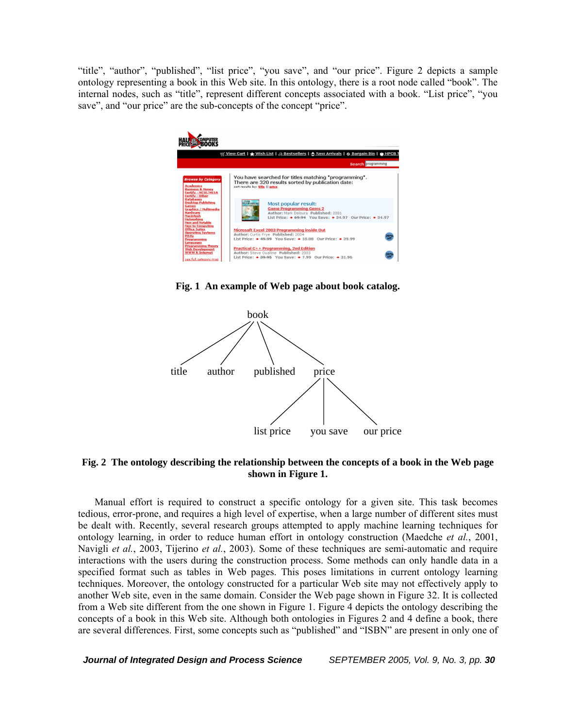"title", "author", "published", "list price", "you save", and "our price". Figure 2 depicts a sample ontology representing a book in this Web site. In this ontology, there is a root node called "book". The internal nodes, such as "title", represent different concepts associated with a book. "List price", "you save", and "our price" are the sub-concepts of the concept "price".

**Fig. 1 An example of Web page about book catalog.**

**Fig. 2 The ontology describing the relationship between the concepts of a book in the Web page shown in Figure 1.**

Manual effort is required to construct a specific ontology for a given site. This task becomes tedious, error-prone, and requires a high level of expertise, when a large number of different sites must be dealt with. Recently, several research groups attempted to apply machine learning techniques for ontology learning, in order to reduce human effort in ontology construction (Maedche *et al.*, 2001, Navigli *et al.*, 2003, Tijerino *et al.*, 2003). Some of these techniques are semi-automatic and require interactions with the users during the construction process. Some methods can only handle data in a specified format such as tables in Web pages. This poses limitations in current ontology learning techniques. Moreover, the ontology constructed for a particular Web site may not effectively apply to another Web site, even in the same domain. Consider the Web page shown in Figure 32. It is collected from a Web site different from the one shown in Figure 1. Figure 4 depicts the ontology describing the concepts of a book in this Web site. Although both ontologies in Figures 2 and 4 define a book, there are several differences. First, some concepts such as "published" and "ISBN" are present in only one of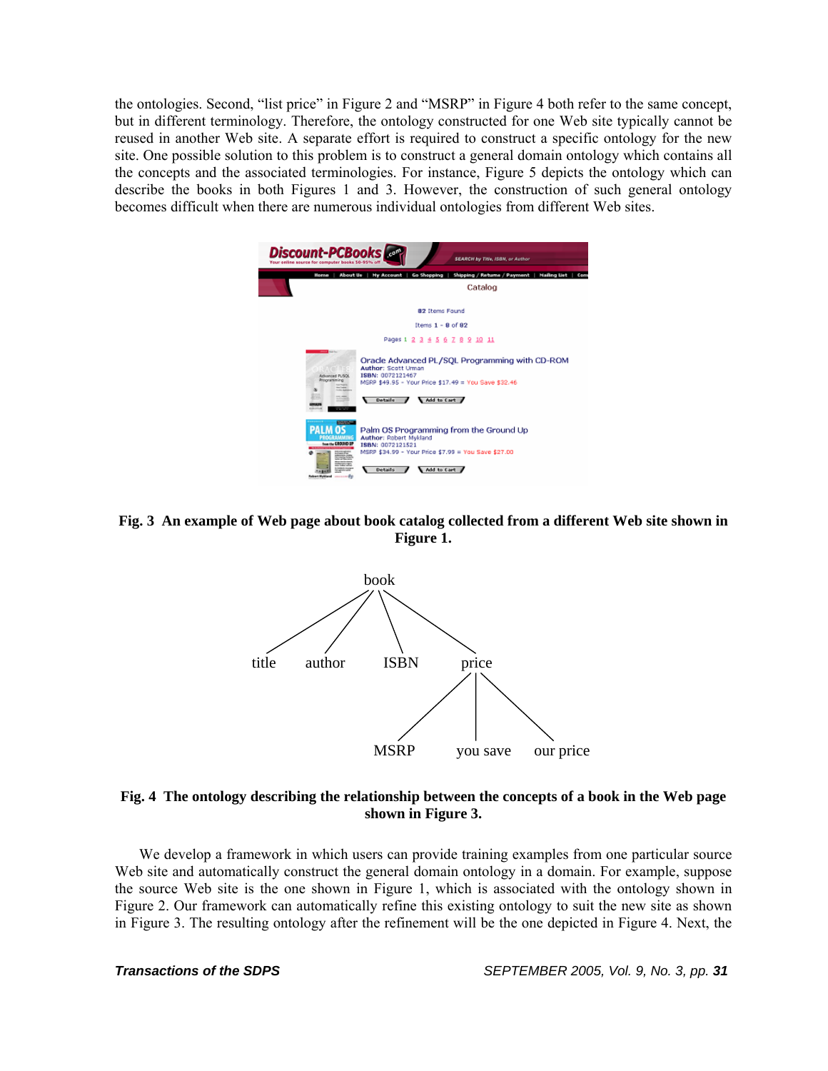the ontologies. Second, "list price" in Figure 2 and "MSRP" in Figure 4 both refer to the same concept, but in different terminology. Therefore, the ontology constructed for one Web site typically cannot be reused in another Web site. A separate effort is required to construct a specific ontology for the new site. One possible solution to this problem is to construct a general domain ontology which contains all the concepts and the associated terminologies. For instance, Figure 5 depicts the ontology which can describe the books in both Figures 1 and 3. However, the construction of such general ontology becomes difficult when there are numerous individual ontologies from different Web sites.

**Fig. 3 An example of Web page about book catalog collected from a different Web site shown in Figure 1.**

**Fig. 4 The ontology describing the relationship between the concepts of a book in the Web page shown in Figure 3.**

We develop a framework in which users can provide training examples from one particular source Web site and automatically construct the general domain ontology in a domain. For example, suppose the source Web site is the one shown in Figure 1, which is associated with the ontology shown in Figure 2. Our framework can automatically refine this existing ontology to suit the new site as shown in Figure 3. The resulting ontology after the refinement will be the one depicted in Figure 4. Next, the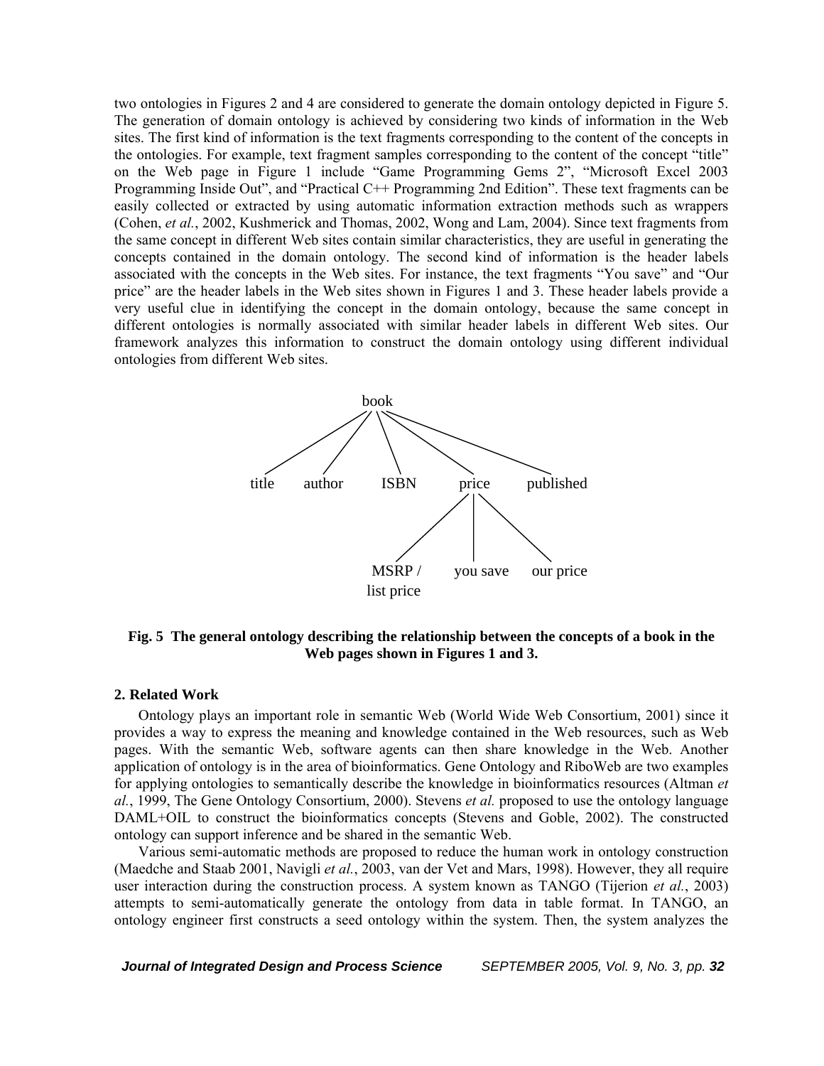two ontologies in Figures 2 and 4 are considered to generate the domain ontology depicted in Figure 5. The generation of domain ontology is achieved by considering two kinds of information in the Web sites. The first kind of information is the text fragments corresponding to the content of the concepts in the ontologies. For example, text fragment samples corresponding to the content of the concept "title" on the Web page in Figure 1 include "Game Programming Gems 2", "Microsoft Excel 2003 Programming Inside Out", and "Practical C++ Programming 2nd Edition". These text fragments can be easily collected or extracted by using automatic information extraction methods such as wrappers (Cohen, *et al.*, 2002, Kushmerick and Thomas, 2002, Wong and Lam, 2004). Since text fragments from the same concept in different Web sites contain similar characteristics, they are useful in generating the concepts contained in the domain ontology. The second kind of information is the header labels associated with the concepts in the Web sites. For instance, the text fragments "You save" and "Our price" are the header labels in the Web sites shown in Figures 1 and 3. These header labels provide a very useful clue in identifying the concept in the domain ontology, because the same concept in different ontologies is normally associated with similar header labels in different Web sites. Our framework analyzes this information to construct the domain ontology using different individual ontologies from different Web sites.

```
                              book
        /          /        |        \            \
    title      author     ISBN      price       published
                                   /   |   \
                           MSRP /   you save   our price
                          list price
```

**Fig. 5 The general ontology describing the relationship between the concepts of a book in the Web pages shown in Figures 1 and 3.**

## 2. Related Work

Ontology plays an important role in semantic Web (World Wide Web Consortium, 2001) since it provides a way to express the meaning and knowledge contained in the Web resources, such as Web pages. With the semantic Web, software agents can then share knowledge in the Web. Another application of ontology is in the area of bioinformatics. Gene Ontology and RiboWeb are two examples for applying ontologies to semantically describe the knowledge in bioinformatics resources (Altman *et al.*, 1999, The Gene Ontology Consortium, 2000). Stevens *et al.* proposed to use the ontology language DAML+OIL to construct the bioinformatics concepts (Stevens and Goble, 2002). The constructed ontology can support inference and be shared in the semantic Web.

Various semi-automatic methods are proposed to reduce the human work in ontology construction (Maedche and Staab 2001, Navigli *et al.*, 2003, van der Vet and Mars, 1998). However, they all require user interaction during the construction process. A system known as TANGO (Tijerion *et al.*, 2003) attempts to semi-automatically generate the ontology from data in table format. In TANGO, an ontology engineer first constructs a seed ontology within the system. Then, the system analyzes the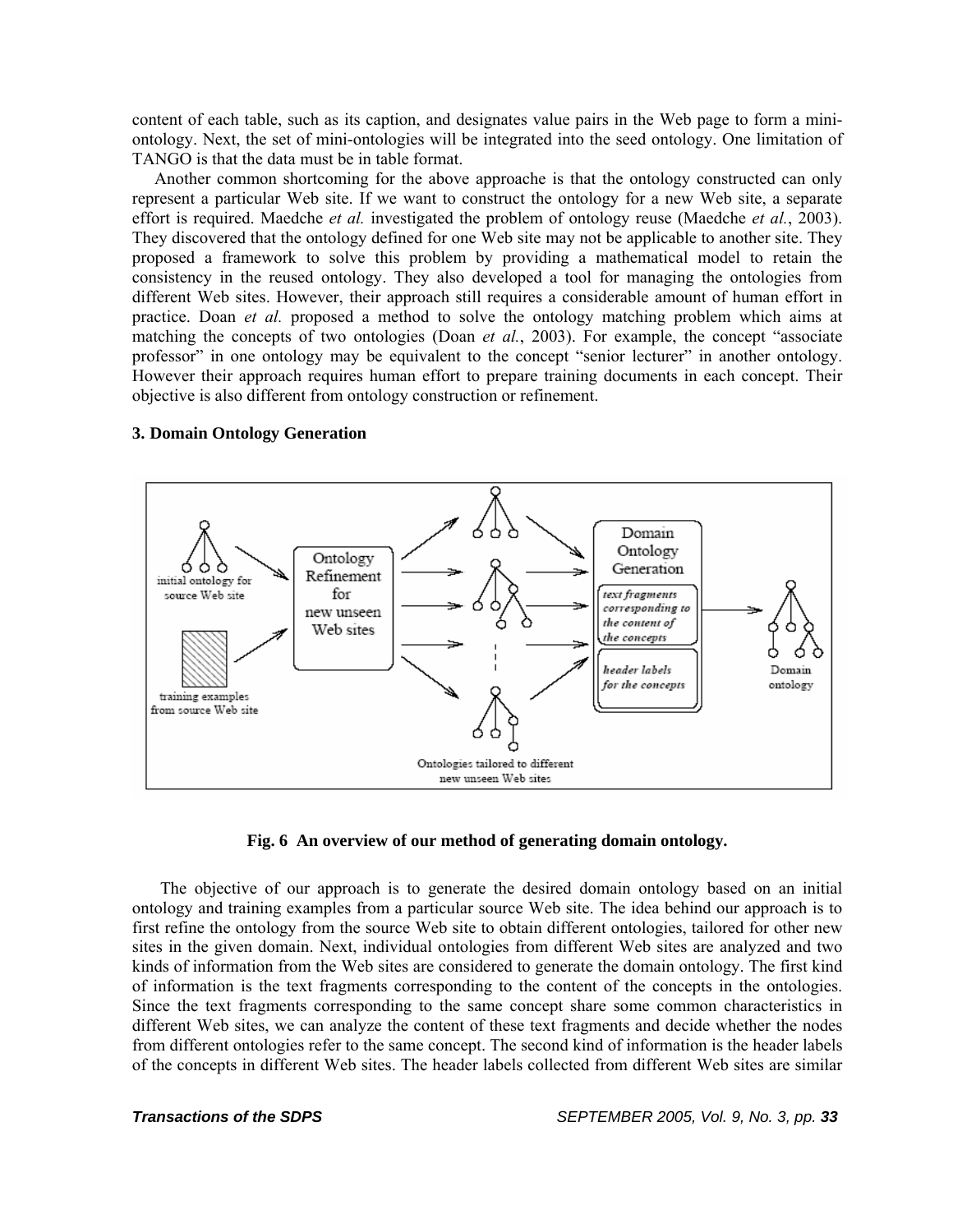content of each table, such as its caption, and designates value pairs in the Web page to form a mini-ontology. Next, the set of mini-ontologies will be integrated into the seed ontology. One limitation of TANGO is that the data must be in table format.

Another common shortcoming for the above approache is that the ontology constructed can only represent a particular Web site. If we want to construct the ontology for a new Web site, a separate effort is required. Maedche *et al.* investigated the problem of ontology reuse (Maedche *et al.*, 2003). They discovered that the ontology defined for one Web site may not be applicable to another site. They proposed a framework to solve this problem by providing a mathematical model to retain the consistency in the reused ontology. They also developed a tool for managing the ontologies from different Web sites. However, their approach still requires a considerable amount of human effort in practice. Doan *et al.* proposed a method to solve the ontology matching problem which aims at matching the concepts of two ontologies (Doan *et al.*, 2003). For example, the concept "associate professor" in one ontology may be equivalent to the concept "senior lecturer" in another ontology. However their approach requires human effort to prepare training documents in each concept. Their objective is also different from ontology construction or refinement.

## 3. Domain Ontology Generation

**Fig. 6 An overview of our method of generating domain ontology.**

The objective of our approach is to generate the desired domain ontology based on an initial ontology and training examples from a particular source Web site. The idea behind our approach is to first refine the ontology from the source Web site to obtain different ontologies, tailored for other new sites in the given domain. Next, individual ontologies from different Web sites are analyzed and two kinds of information from the Web sites are considered to generate the domain ontology. The first kind of information is the text fragments corresponding to the content of the concepts in the ontologies. Since the text fragments corresponding to the same concept share some common characteristics in different Web sites, we can analyze the content of these text fragments and decide whether the nodes from different ontologies refer to the same concept. The second kind of information is the header labels of the concepts in different Web sites. The header labels collected from different Web sites are similar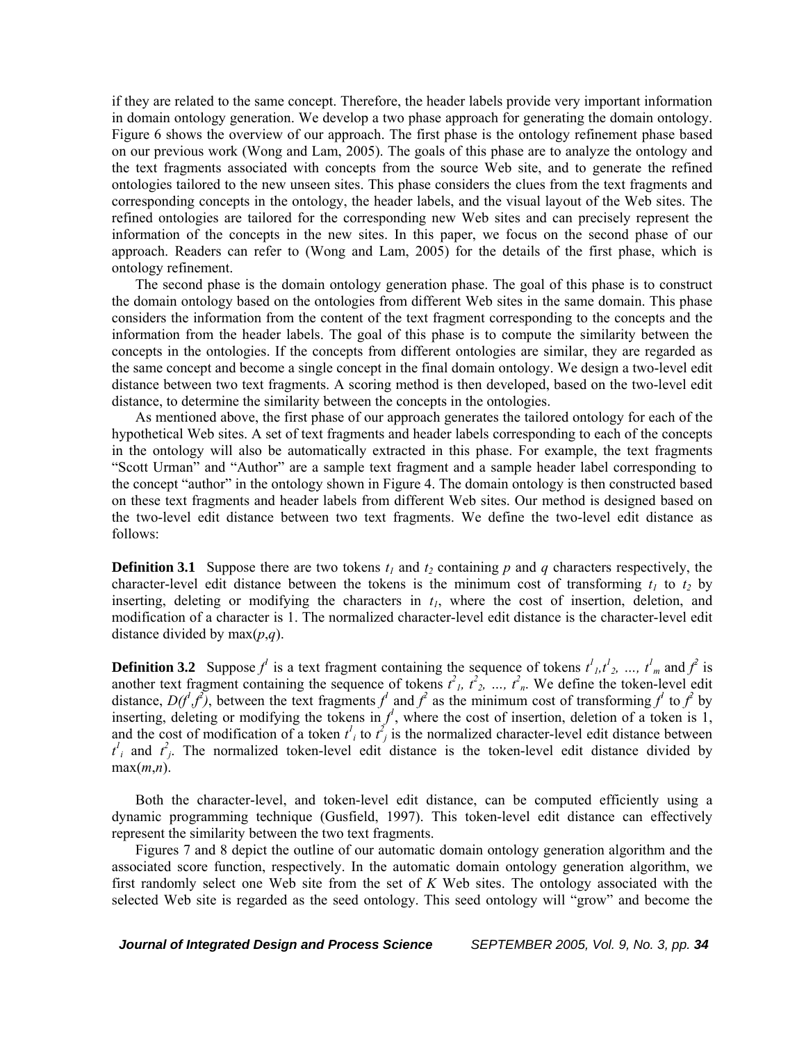if they are related to the same concept. Therefore, the header labels provide very important information in domain ontology generation. We develop a two phase approach for generating the domain ontology. Figure 6 shows the overview of our approach. The first phase is the ontology refinement phase based on our previous work (Wong and Lam, 2005). The goals of this phase are to analyze the ontology and the text fragments associated with concepts from the source Web site, and to generate the refined ontologies tailored to the new unseen sites. This phase considers the clues from the text fragments and corresponding concepts in the ontology, the header labels, and the visual layout of the Web sites. The refined ontologies are tailored for the corresponding new Web sites and can precisely represent the information of the concepts in the new sites. In this paper, we focus on the second phase of our approach. Readers can refer to (Wong and Lam, 2005) for the details of the first phase, which is ontology refinement.

The second phase is the domain ontology generation phase. The goal of this phase is to construct the domain ontology based on the ontologies from different Web sites in the same domain. This phase considers the information from the content of the text fragment corresponding to the concepts and the information from the header labels. The goal of this phase is to compute the similarity between the concepts in the ontologies. If the concepts from different ontologies are similar, they are regarded as the same concept and become a single concept in the final domain ontology. We design a two-level edit distance between two text fragments. A scoring method is then developed, based on the two-level edit distance, to determine the similarity between the concepts in the ontologies.

As mentioned above, the first phase of our approach generates the tailored ontology for each of the hypothetical Web sites. A set of text fragments and header labels corresponding to each of the concepts in the ontology will also be automatically extracted in this phase. For example, the text fragments "Scott Urman" and "Author" are a sample text fragment and a sample header label corresponding to the concept "author" in the ontology shown in Figure 4. The domain ontology is then constructed based on these text fragments and header labels from different Web sites. Our method is designed based on the two-level edit distance between two text fragments. We define the two-level edit distance as follows:

**Definition 3.1** Suppose there are two tokens $t_1$ and $t_2$ containing $p$ and $q$ characters respectively, the character-level edit distance between the tokens is the minimum cost of transforming $t_1$ to $t_2$ by inserting, deleting or modifying the characters in $t_1$, where the cost of insertion, deletion, and modification of a character is 1. The normalized character-level edit distance is the character-level edit distance divided by $\max(p,q)$.

**Definition 3.2** Suppose $f^1$ is a text fragment containing the sequence of tokens $t^1_1, t^1_2, \ldots, t^1_m$ and $f^2$ is another text fragment containing the sequence of tokens $t^2_1, t^2_2, \ldots, t^2_n$. We define the token-level edit distance, $D(f^1,f^2)$, between the text fragments $f^1$ and $f^2$ as the minimum cost of transforming $f^1$ to $f^2$ by inserting, deleting or modifying the tokens in $f^1$, where the cost of insertion, deletion of a token is 1, and the cost of modification of a token $t^1_i$ to $t^2_j$ is the normalized character-level edit distance between $t^1_i$ and $t^2_j$. The normalized token-level edit distance is the token-level edit distance divided by $\max(m,n)$.

Both the character-level, and token-level edit distance, can be computed efficiently using a dynamic programming technique (Gusfield, 1997). This token-level edit distance can effectively represent the similarity between the two text fragments.

Figures 7 and 8 depict the outline of our automatic domain ontology generation algorithm and the associated score function, respectively. In the automatic domain ontology generation algorithm, we first randomly select one Web site from the set of $K$ Web sites. The ontology associated with the selected Web site is regarded as the seed ontology. This seed ontology will "grow" and become the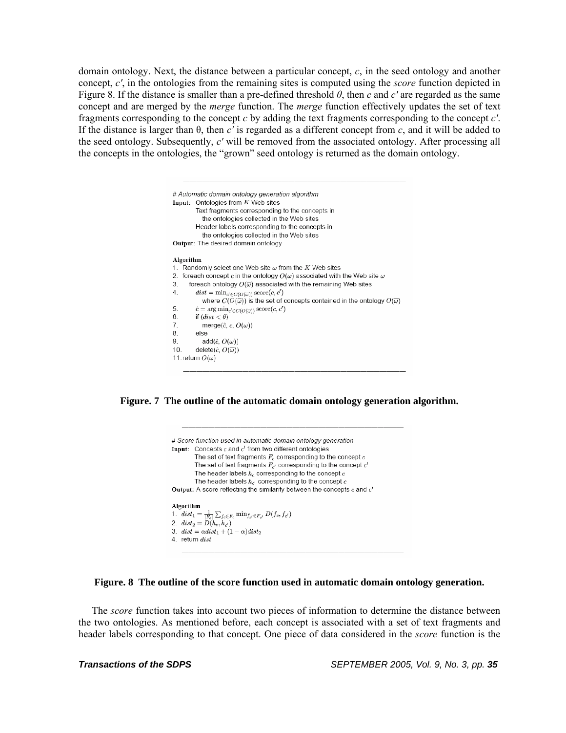domain ontology. Next, the distance between a particular concept, $c$, in the seed ontology and another concept, $c'$, in the ontologies from the remaining sites is computed using the *score* function depicted in Figure 8. If the distance is smaller than a pre-defined threshold $\theta$, then $c$ and $c'$ are regarded as the same concept and are merged by the *merge* function. The *merge* function effectively updates the set of text fragments corresponding to the concept $c$ by adding the text fragments corresponding to the concept $c'$. If the distance is larger than θ, then $c'$ is regarded as a different concept from $c$, and it will be added to the seed ontology. Subsequently, $c'$ will be removed from the associated ontology. After processing all the concepts in the ontologies, the "grown" seed ontology is returned as the domain ontology.

```
# Automatic domain ontology generation algorithm
Input:  Ontologies from K Web sites
        Text fragments corresponding to the concepts in
          the ontologies collected in the Web sites
        Header labels corresponding to the concepts in
          the ontologies collected in the Web sites
Output: The desired domain ontology

Algorithm
1.  Randomly select one Web site ω from the K Web sites
2.  foreach concept c in the ontology O(ω) associated with the Web site ω
3.     foreach ontology O(ω̄) associated with the remaining Web sites
4.        dist = min_{c'∈C(O(ω̄))} score(c, c')
             where C(O(ω̄)) is the set of concepts contained in the ontology O(ω̄)
5.        ĉ = arg min_{c'∈C(O(ω̄))} score(c, c')
6.        if (dist < θ)
7.           merge(ĉ, c, O(ω))
8.        else
9.           add(ĉ, O(ω))
10.       delete(ĉ, O(ω̄))
11. return O(ω)
```

**Figure. 7 The outline of the automatic domain ontology generation algorithm.**

```
# Score function used in automatic domain ontology generation
Input:  Concepts c and c' from two different ontologies
        The set of text fragments F_c corresponding to the concept c
        The set of text fragments F_c' corresponding to the concept c'
        The header labels h_c corresponding to the concept c
        The header labels h_c' corresponding to the concept c
Output: A score reflecting the similarity between the concepts c and c'

Algorithm
1.  dist_1 = (1/|F_c|) Σ_{f_c∈F_c} min_{f_c'∈F_c'} D(f_c, f_c')
2.  dist_2 = D(h_c, h_c')
3.  dist = α dist_1 + (1 − α) dist_2
4.  return dist
```

**Figure. 8 The outline of the score function used in automatic domain ontology generation.**

The *score* function takes into account two pieces of information to determine the distance between the two ontologies. As mentioned before, each concept is associated with a set of text fragments and header labels corresponding to that concept. One piece of data considered in the *score* function is the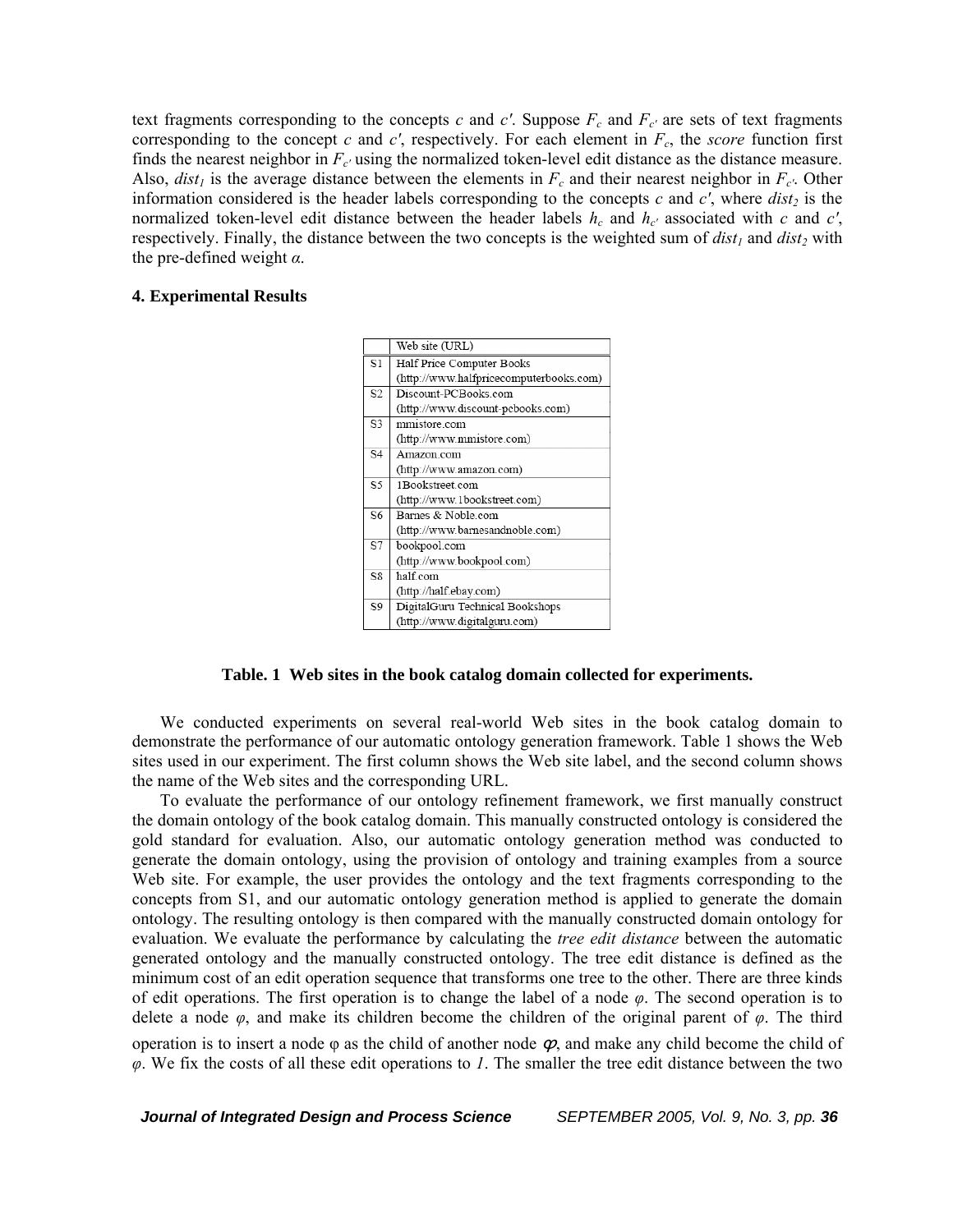text fragments corresponding to the concepts $c$ and $c'$. Suppose $F_c$ and $F_{c'}$ are sets of text fragments corresponding to the concept $c$ and $c'$, respectively. For each element in $F_c$, the *score* function first finds the nearest neighbor in $F_{c'}$ using the normalized token-level edit distance as the distance measure. Also, $dist_1$ is the average distance between the elements in $F_c$ and their nearest neighbor in $F_{c'}$. Other information considered is the header labels corresponding to the concepts $c$ and $c'$, where $dist_2$ is the normalized token-level edit distance between the header labels $h_c$ and $h_{c'}$ associated with $c$ and $c'$, respectively. Finally, the distance between the two concepts is the weighted sum of $dist_1$ and $dist_2$ with the pre-defined weight $\alpha$.

## 4. Experimental Results

| | Web site (URL) |
|---|---|
| S1 | Half Price Computer Books (http://www.halfpricecomputerbooks.com) |
| S2 | Discount-PCBooks.com (http://www.discount-pcbooks.com) |
| S3 | mmistore.com (http://www.mmistore.com) |
| S4 | Amazon.com (http://www.amazon.com) |
| S5 | 1Bookstreet.com (http://www.1bookstreet.com) |
| S6 | Barnes & Noble.com (http://www.barnesandnoble.com) |
| S7 | bookpool.com (http://www.bookpool.com) |
| S8 | half.com (http://half.ebay.com) |
| S9 | DigitalGuru Technical Bookshops (http://www.digitalguru.com) |

**Table. 1 Web sites in the book catalog domain collected for experiments.**

We conducted experiments on several real-world Web sites in the book catalog domain to demonstrate the performance of our automatic ontology generation framework. Table 1 shows the Web sites used in our experiment. The first column shows the Web site label, and the second column shows the name of the Web sites and the corresponding URL.

To evaluate the performance of our ontology refinement framework, we first manually construct the domain ontology of the book catalog domain. This manually constructed ontology is considered the gold standard for evaluation. Also, our automatic ontology generation method was conducted to generate the domain ontology, using the provision of ontology and training examples from a source Web site. For example, the user provides the ontology and the text fragments corresponding to the concepts from S1, and our automatic ontology generation method is applied to generate the domain ontology. The resulting ontology is then compared with the manually constructed domain ontology for evaluation. We evaluate the performance by calculating the *tree edit distance* between the automatic generated ontology and the manually constructed ontology. The tree edit distance is defined as the minimum cost of an edit operation sequence that transforms one tree to the other. There are three kinds of edit operations. The first operation is to change the label of a node $\varphi$. The second operation is to delete a node $\varphi$, and make its children become the children of the original parent of $\varphi$. The third operation is to insert a node $\varphi$ as the child of another node $\varphi$, and make any child become the child of $\varphi$. We fix the costs of all these edit operations to *1*. The smaller the tree edit distance between the two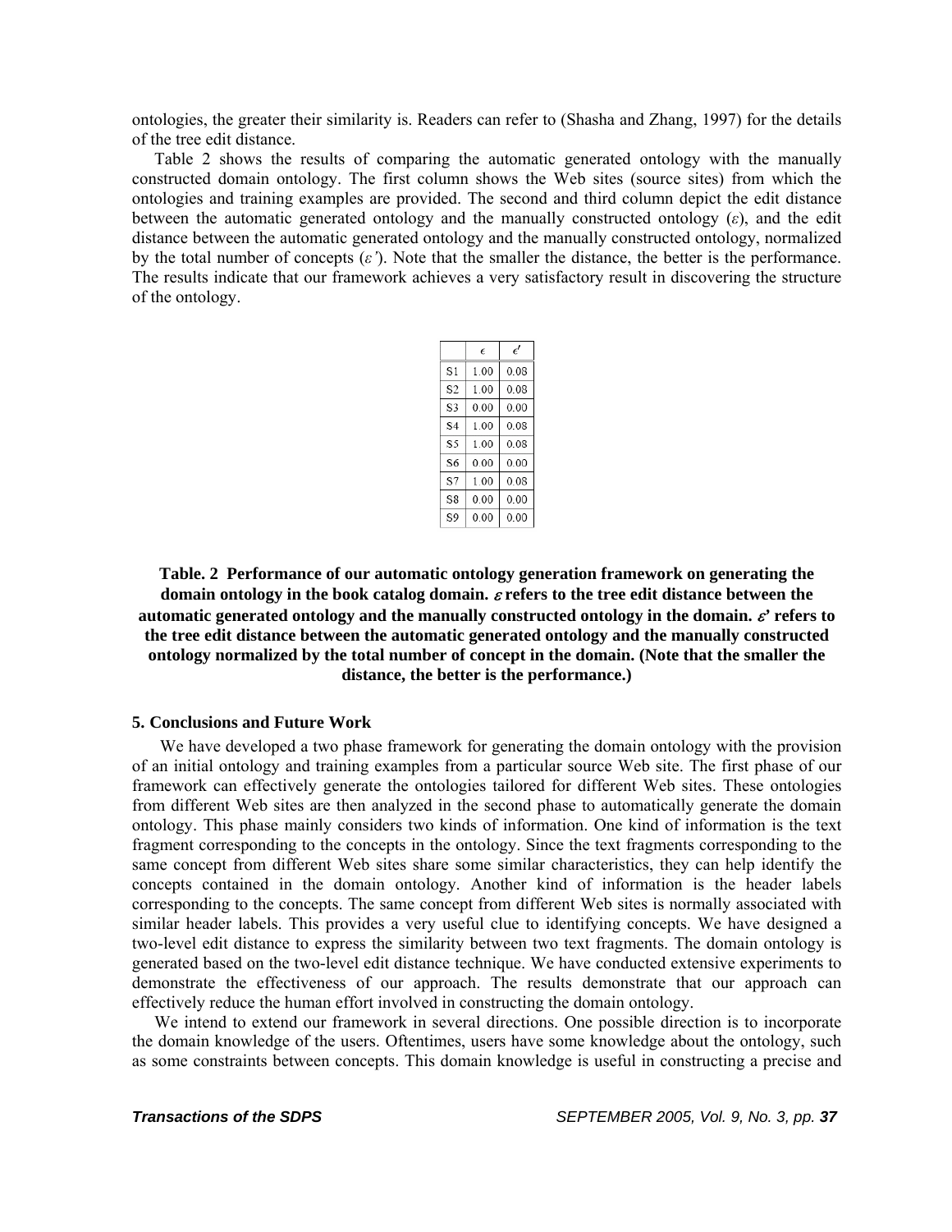ontologies, the greater their similarity is. Readers can refer to (Shasha and Zhang, 1997) for the details of the tree edit distance.

Table 2 shows the results of comparing the automatic generated ontology with the manually constructed domain ontology. The first column shows the Web sites (source sites) from which the ontologies and training examples are provided. The second and third column depict the edit distance between the automatic generated ontology and the manually constructed ontology ($\varepsilon$), and the edit distance between the automatic generated ontology and the manually constructed ontology, normalized by the total number of concepts ($\varepsilon'$). Note that the smaller the distance, the better is the performance. The results indicate that our framework achieves a very satisfactory result in discovering the structure of the ontology.

| | $\epsilon$ | $\epsilon'$ |
|---|---|---|
| S1 | 1.00 | 0.08 |
| S2 | 1.00 | 0.08 |
| S3 | 0.00 | 0.00 |
| S4 | 1.00 | 0.08 |
| S5 | 1.00 | 0.08 |
| S6 | 0.00 | 0.00 |
| S7 | 1.00 | 0.08 |
| S8 | 0.00 | 0.00 |
| S9 | 0.00 | 0.00 |

**Table. 2 Performance of our automatic ontology generation framework on generating the domain ontology in the book catalog domain. $\varepsilon$ refers to the tree edit distance between the automatic generated ontology and the manually constructed ontology in the domain. $\varepsilon'$ refers to the tree edit distance between the automatic generated ontology and the manually constructed ontology normalized by the total number of concept in the domain. (Note that the smaller the distance, the better is the performance.)**

## 5. Conclusions and Future Work

We have developed a two phase framework for generating the domain ontology with the provision of an initial ontology and training examples from a particular source Web site. The first phase of our framework can effectively generate the ontologies tailored for different Web sites. These ontologies from different Web sites are then analyzed in the second phase to automatically generate the domain ontology. This phase mainly considers two kinds of information. One kind of information is the text fragment corresponding to the concepts in the ontology. Since the text fragments corresponding to the same concept from different Web sites share some similar characteristics, they can help identify the concepts contained in the domain ontology. Another kind of information is the header labels corresponding to the concepts. The same concept from different Web sites is normally associated with similar header labels. This provides a very useful clue to identifying concepts. We have designed a two-level edit distance to express the similarity between two text fragments. The domain ontology is generated based on the two-level edit distance technique. We have conducted extensive experiments to demonstrate the effectiveness of our approach. The results demonstrate that our approach can effectively reduce the human effort involved in constructing the domain ontology.

We intend to extend our framework in several directions. One possible direction is to incorporate the domain knowledge of the users. Oftentimes, users have some knowledge about the ontology, such as some constraints between concepts. This domain knowledge is useful in constructing a precise and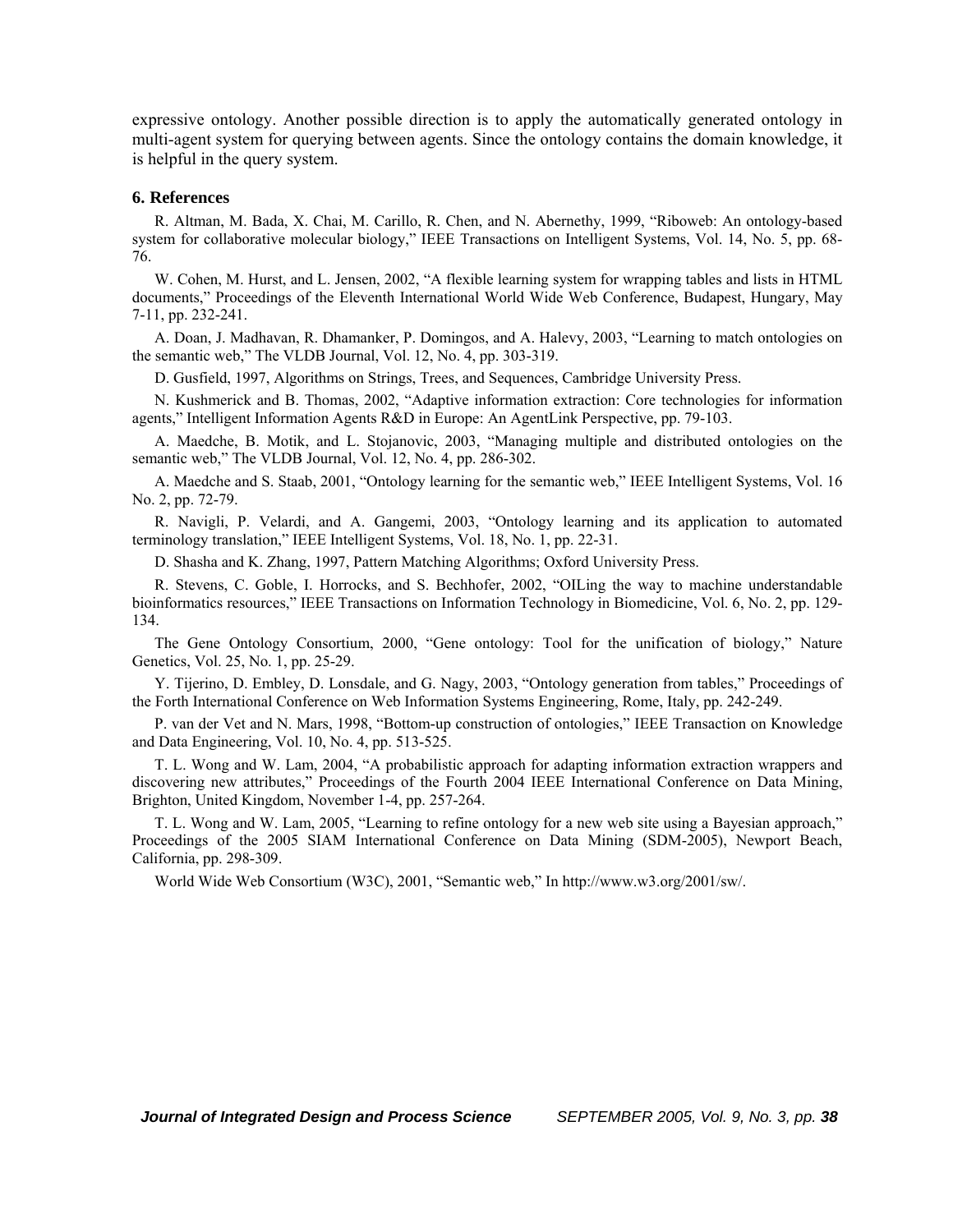expressive ontology. Another possible direction is to apply the automatically generated ontology in multi-agent system for querying between agents. Since the ontology contains the domain knowledge, it is helpful in the query system.

### 6. References

R. Altman, M. Bada, X. Chai, M. Carillo, R. Chen, and N. Abernethy, 1999, "Riboweb: An ontology-based system for collaborative molecular biology," IEEE Transactions on Intelligent Systems, Vol. 14, No. 5, pp. 68-76.

W. Cohen, M. Hurst, and L. Jensen, 2002, "A flexible learning system for wrapping tables and lists in HTML documents," Proceedings of the Eleventh International World Wide Web Conference, Budapest, Hungary, May 7-11, pp. 232-241.

A. Doan, J. Madhavan, R. Dhamanker, P. Domingos, and A. Halevy, 2003, "Learning to match ontologies on the semantic web," The VLDB Journal, Vol. 12, No. 4, pp. 303-319.

D. Gusfield, 1997, Algorithms on Strings, Trees, and Sequences, Cambridge University Press.

N. Kushmerick and B. Thomas, 2002, "Adaptive information extraction: Core technologies for information agents," Intelligent Information Agents R&D in Europe: An AgentLink Perspective, pp. 79-103.

A. Maedche, B. Motik, and L. Stojanovic, 2003, "Managing multiple and distributed ontologies on the semantic web," The VLDB Journal, Vol. 12, No. 4, pp. 286-302.

A. Maedche and S. Staab, 2001, "Ontology learning for the semantic web," IEEE Intelligent Systems, Vol. 16 No. 2, pp. 72-79.

R. Navigli, P. Velardi, and A. Gangemi, 2003, "Ontology learning and its application to automated terminology translation," IEEE Intelligent Systems, Vol. 18, No. 1, pp. 22-31.

D. Shasha and K. Zhang, 1997, Pattern Matching Algorithms; Oxford University Press.

R. Stevens, C. Goble, I. Horrocks, and S. Bechhofer, 2002, "OILing the way to machine understandable bioinformatics resources," IEEE Transactions on Information Technology in Biomedicine, Vol. 6, No. 2, pp. 129-134.

The Gene Ontology Consortium, 2000, "Gene ontology: Tool for the unification of biology," Nature Genetics, Vol. 25, No. 1, pp. 25-29.

Y. Tijerino, D. Embley, D. Lonsdale, and G. Nagy, 2003, "Ontology generation from tables," Proceedings of the Forth International Conference on Web Information Systems Engineering, Rome, Italy, pp. 242-249.

P. van der Vet and N. Mars, 1998, "Bottom-up construction of ontologies," IEEE Transaction on Knowledge and Data Engineering, Vol. 10, No. 4, pp. 513-525.

T. L. Wong and W. Lam, 2004, "A probabilistic approach for adapting information extraction wrappers and discovering new attributes," Proceedings of the Fourth 2004 IEEE International Conference on Data Mining, Brighton, United Kingdom, November 1-4, pp. 257-264.

T. L. Wong and W. Lam, 2005, "Learning to refine ontology for a new web site using a Bayesian approach," Proceedings of the 2005 SIAM International Conference on Data Mining (SDM-2005), Newport Beach, California, pp. 298-309.

World Wide Web Consortium (W3C), 2001, "Semantic web," In http://www.w3.org/2001/sw/.